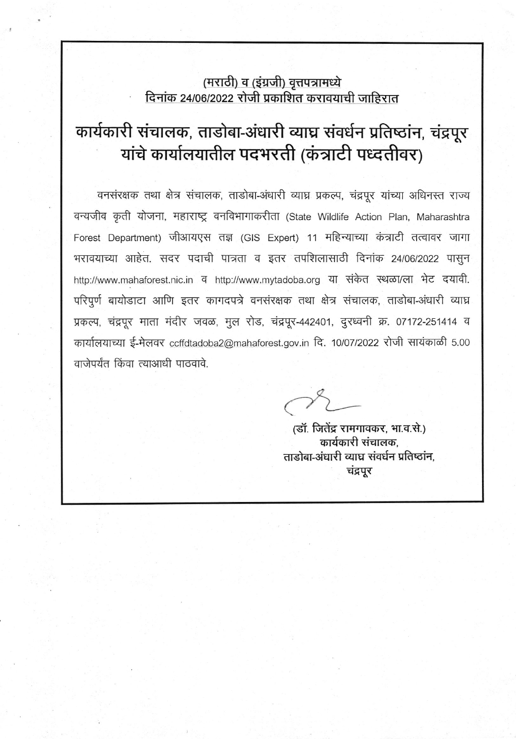<u>(मराठी) व (इंग्रजी) वृत्तपत्रामध्ये</u>
<u>दिनांक 24/06/2022 रोजी प्रकाशित करावयाची जाहिरात</u>

# कार्यकारी संचालक, ताडोबा-अंधारी व्याघ्र संवर्धन प्रतिष्ठांन, चंद्रपूर यांचे कार्यालयातील पदभरती (कंत्राटी पध्दतीवर)

वनसंरक्षक तथा क्षेत्र संचालक, ताडोबा-अंधारी व्याघ्र प्रकल्प, चंद्रपूर यांच्या अधिनस्त राज्य वन्यजीव कृती योजना, महाराष्ट्र वनविभागाकरीता (State Wildlife Action Plan, Maharashtra Forest Department) जीआयएस तज्ञ (GIS Expert) 11 महिन्याच्या कंत्राटी तत्वावर जागा भरावयाच्या आहेत. सदर पदाची पात्रता व इतर तपशिलासाठी दिनांक 24/06/2022 पासुन http://www.mahaforest.nic.in व http://www.mytadoba.org या संकेत स्थळा/ला भेट दयावी. परिपुर्ण बायोडाटा आणि इतर कागदपत्रे वनसंरक्षक तथा क्षेत्र संचालक, ताडोबा-अंधारी व्याघ्र प्रकल्प, चंद्रपूर माता मंदीर जवळ, मुल रोड, चंद्रपूर-442401, दुरध्वनी क्र. 07172-251414 व कार्यालयाच्या ई-मेलवर ccffdtadoba2@mahaforest.gov.in दि. 10/07/2022 रोजी सायंकाळी 5.00 वाजेपर्यंत किंवा त्याआधी पाठवावे.

**(डॉ. जितेंद्र रामगावकर, भा.व.से.)**
**कार्यकारी संचालक,**
**ताडोबा-अंधारी व्याघ्र संवर्धन प्रतिष्ठांन,**
**चंद्रपूर**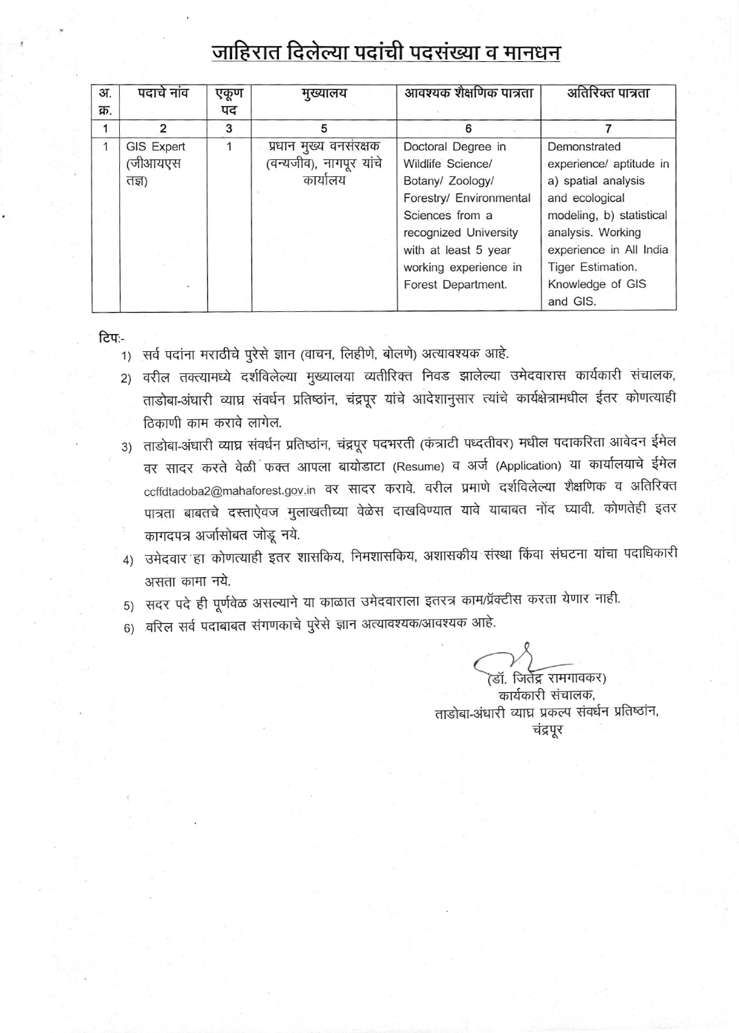# जाहिरात दिलेल्या पदांची पदसंख्या व मानधन

| अ. क्र. | पदाचे नांव | एकूण पद | मुख्यालय | आवश्यक शैक्षणिक पात्रता | अतिरिक्त पात्रता |
|---|---|---|---|---|---|
| 1 | 2 | 3 | 5 | 6 | 7 |
| 1 | GIS Expert (जीआयएस तज्ञ) | 1 | प्रधान मुख्य वनसंरक्षक (वन्यजीव), नागपूर यांचे कार्यालय | Doctoral Degree in Wildlife Science/ Botany/ Zoology/ Forestry/ Environmental Sciences from a recognized University with at least 5 year working experience in Forest Department. | Demonstrated experience/ aptitude in a) spatial analysis and ecological modeling, b) statistical analysis. Working experience in All India Tiger Estimation. Knowledge of GIS and GIS. |

टिप:-

1) सर्व पदांना मराठीचे पुरेसे ज्ञान (वाचन, लिहीणे, बोलणे) अत्यावश्यक आहे.
2) वरील तक्त्यामध्ये दर्शविलेल्या मुख्यालया व्यतीरिक्त निवड झालेल्या उमेदवारास कार्यकारी संचालक, ताडोबा-अंधारी व्याघ्र संवर्धन प्रतिष्ठांन, चंद्रपूर यांचे आदेशानुसार त्यांचे कार्यक्षेत्रामधील ईतर कोणत्याही ठिकाणी काम करावे लागेल.
3) ताडोबा-अंधारी व्याघ्र संवर्धन प्रतिष्ठांन, चंद्रपूर पदभरती (कंत्राटी पध्दतीवर) मधील पदाकरिता आवेदन ईमेल वर सादर करते वेळी फक्त आपला बायोडाटा (Resume) व अर्ज (Application) या कार्यालयाचे ईमेल ccffdtadoba2@mahaforest.gov.in वर सादर करावे. वरील प्रमाणे दर्शविलेल्या शैक्षणिक व अतिरिक्त पात्रता बाबतचे दस्ताऐवज मुलाखतीच्या वेळेस दाखविण्यात यावे याबाबत नोंद घ्यावी. कोणतेही इतर कागदपत्र अर्जासोबत जोडू नये.
4) उमेदवार हा कोणत्याही इतर शासकिय, निमशासकिय, अशासकीय संस्था किंवा संघटना यांचा पदाधिकारी असता कामा नये.
5) सदर पदे ही पूर्णवेळ असल्याने या काळात उमेदवाराला इतरत्र काम/प्रॅक्टीस करता येणार नाही.
6) वरिल सर्व पदाबाबत संगणकाचे पुरेसे ज्ञान अत्यावश्यक/आवश्यक आहे.

(डॉ. जितेंद्र रामगावकर)
कार्यकारी संचालक,
ताडोबा-अंधारी व्याघ्र प्रकल्प संवर्धन प्रतिष्ठांन,
चंद्रपूर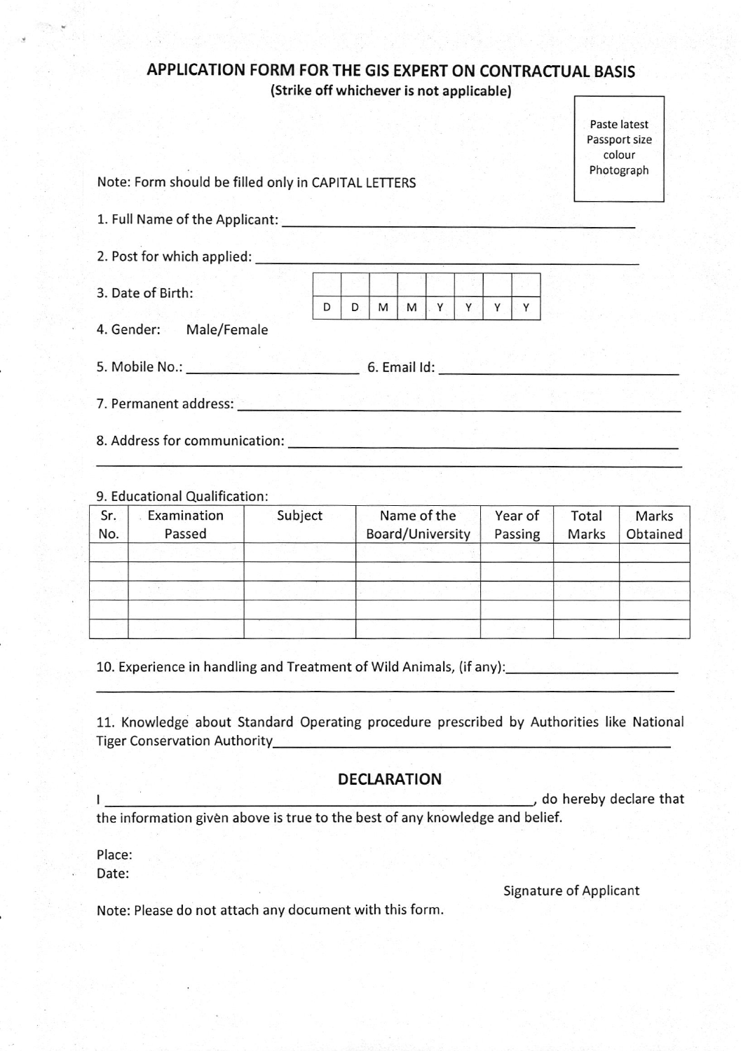# APPLICATION FORM FOR THE GIS EXPERT ON CONTRACTUAL BASIS

**(Strike off whichever is not applicable)**

Paste latest Passport size colour Photograph

Note: Form should be filled only in CAPITAL LETTERS

1. Full Name of the Applicant: ________________________________________

2. Post for which applied: ________________________________________

3. Date of Birth:

| | | | | | | | |
|---|---|---|---|---|---|---|---|
| | | | | | | | |
| D | D | M | M | Y | Y | Y | Y |

4. Gender: Male/Female

5. Mobile No.: ____________________ 6. Email Id: ____________________

7. Permanent address: ________________________________________

8. Address for communication: ________________________________________

________________________________________

9. Educational Qualification:

| Sr. No. | Examination Passed | Subject | Name of the Board/University | Year of Passing | Total Marks | Marks Obtained |
|---|---|---|---|---|---|---|
| | | | | | | |
| | | | | | | |
| | | | | | | |
| | | | | | | |
| | | | | | | |

10. Experience in handling and Treatment of Wild Animals, (if any): ____________________

________________________________________

11. Knowledge about Standard Operating procedure prescribed by Authorities like National Tiger Conservation Authority________________________________________

## DECLARATION

I ________________________________________, do hereby declare that the information given above is true to the best of any knowledge and belief.

Place:

Date:

Signature of Applicant

Note: Please do not attach any document with this form.